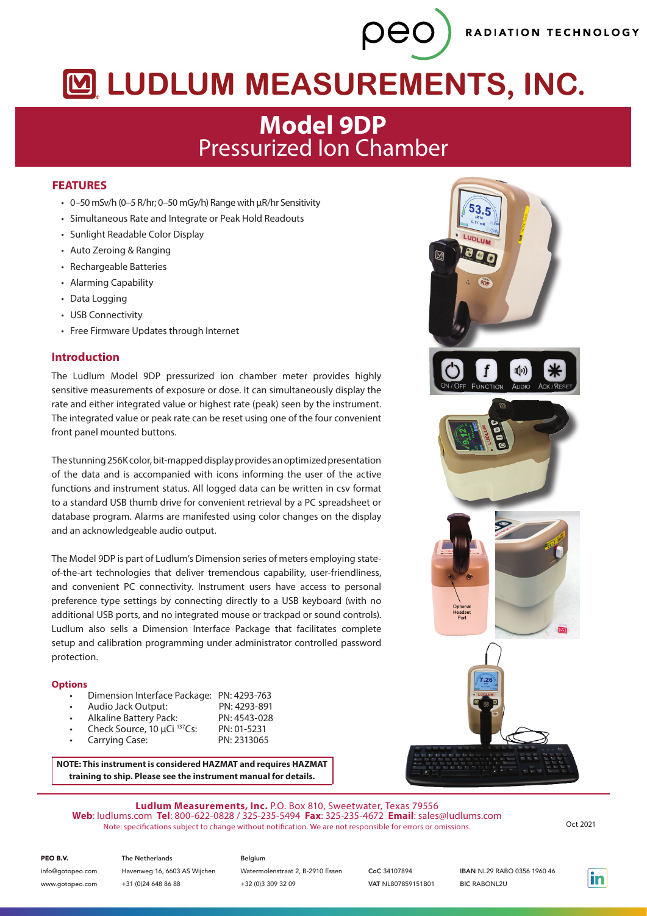# LUDLUM MEASUREMENTS, INC.

## Model 9DP
Pressurized Ion Chamber

### FEATURES

- 0–50 mSv/h (0–5 R/hr; 0–50 mGy/h) Range with μR/hr Sensitivity
- Simultaneous Rate and Integrate or Peak Hold Readouts
- Sunlight Readable Color Display
- Auto Zeroing & Ranging
- Rechargeable Batteries
- Alarming Capability
- Data Logging
- USB Connectivity
- Free Firmware Updates through Internet

### Introduction

The Ludlum Model 9DP pressurized ion chamber meter provides highly sensitive measurements of exposure or dose. It can simultaneously display the rate and either integrated value or highest rate (peak) seen by the instrument. The integrated value or peak rate can be reset using one of the four convenient front panel mounted buttons.

The stunning 256K color, bit-mapped display provides an optimized presentation of the data and is accompanied with icons informing the user of the active functions and instrument status. All logged data can be written in csv format to a standard USB thumb drive for convenient retrieval by a PC spreadsheet or database program. Alarms are manifested using color changes on the display and an acknowledgeable audio output.

The Model 9DP is part of Ludlum's Dimension series of meters employing state-of-the-art technologies that deliver tremendous capability, user-friendliness, and convenient PC connectivity. Instrument users have access to personal preference type settings by connecting directly to a USB keyboard (with no additional USB ports, and no integrated mouse or trackpad or sound controls). Ludlum also sells a Dimension Interface Package that facilitates complete setup and calibration programming under administrator controlled password protection.

#### Options

- Dimension Interface Package: PN: 4293-763
- Audio Jack Output: PN: 4293-891
- Alkaline Battery Pack: PN: 4543-028
- Check Source, 10 μCi $^{137}$Cs: PN: 01-5231
- Carrying Case: PN: 2313065

**NOTE: This instrument is considered HAZMAT and requires HAZMAT training to ship. Please see the instrument manual for details.**

ON / OFF FUNCTION AUDIO ACK / RESET

Optional Headset Port

**Ludlum Measurements, Inc.** P.O. Box 810, Sweetwater, Texas 79556
**Web**: ludlums.com **Tel**: 800-622-0828 / 325-235-5494 **Fax**: 325-235-4672 **Email**: sales@ludlums.com
Note: specifications subject to change without notification. We are not responsible for errors or omissions.

Oct 2021

PEO B.V. — info@gotopeo.com — www.gotopeo.com
The Netherlands — Havenweg 16, 6603 AS Wijchen — +31 (0)24 648 86 88
Belgium — Watermolenstraat 2, B-2910 Essen — +32 (0)3 309 32 09
CoC 34107894 — VAT NL807859151B01
IBAN NL29 RABO 0356 1960 46 — BIC RABONL2U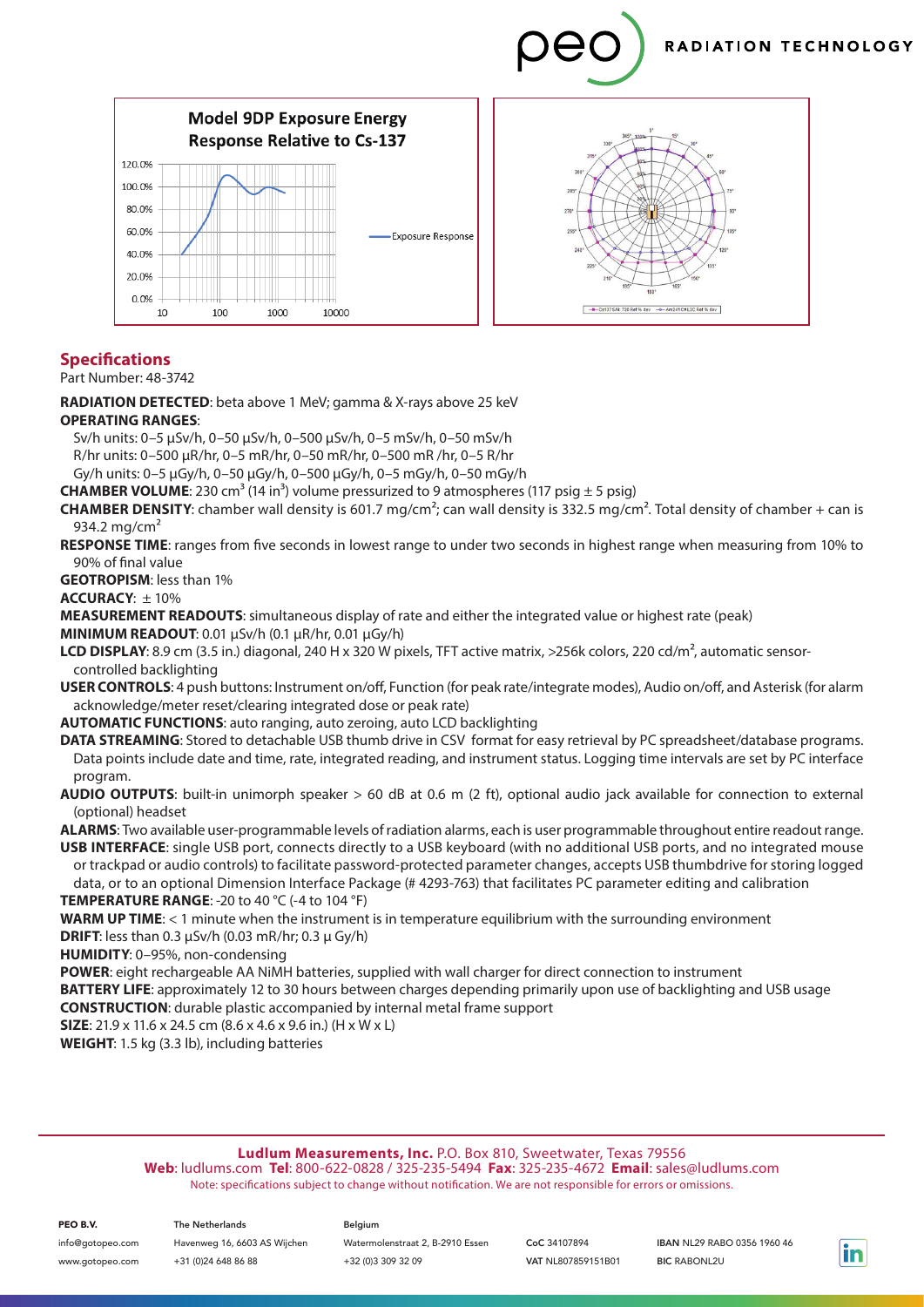Model 9DP Exposure Energy Response Relative to Cs-137

120.0%
100.0%
80.0%
60.0%
40.0%
20.0%
0.0%
10
100
1000
10000

Exposure Response

## Specifications

Part Number: 48-3742

**RADIATION DETECTED**: beta above 1 MeV; gamma & X-rays above 25 keV

**OPERATING RANGES**:

Sv/h units: 0–5 µSv/h, 0–50 µSv/h, 0–500 µSv/h, 0–5 mSv/h, 0–50 mSv/h

R/hr units: 0–500 µR/hr, 0–5 mR/hr, 0–50 mR/hr, 0–500 mR /hr, 0–5 R/hr

Gy/h units: 0–5 µGy/h, 0–50 µGy/h, 0–500 µGy/h, 0–5 mGy/h, 0–50 mGy/h

**CHAMBER VOLUME**: 230 $cm^3$ (14 $in^3$) volume pressurized to 9 atmospheres (117 psig ± 5 psig)

**CHAMBER DENSITY**: chamber wall density is 601.7 mg/$cm^2$; can wall density is 332.5 mg/$cm^2$. Total density of chamber + can is 934.2 mg/$cm^2$

**RESPONSE TIME**: ranges from five seconds in lowest range to under two seconds in highest range when measuring from 10% to 90% of final value

**GEOTROPISM**: less than 1%

**ACCURACY**: ± 10%

**MEASUREMENT READOUTS**: simultaneous display of rate and either the integrated value or highest rate (peak)

**MINIMUM READOUT**: 0.01 µSv/h (0.1 µR/hr, 0.01 µGy/h)

**LCD DISPLAY**: 8.9 cm (3.5 in.) diagonal, 240 H x 320 W pixels, TFT active matrix, >256k colors, 220 cd/$m^2$, automatic sensor-controlled backlighting

**USER CONTROLS**: 4 push buttons: Instrument on/off, Function (for peak rate/integrate modes), Audio on/off, and Asterisk (for alarm acknowledge/meter reset/clearing integrated dose or peak rate)

**AUTOMATIC FUNCTIONS**: auto ranging, auto zeroing, auto LCD backlighting

**DATA STREAMING**: Stored to detachable USB thumb drive in CSV format for easy retrieval by PC spreadsheet/database programs. Data points include date and time, rate, integrated reading, and instrument status. Logging time intervals are set by PC interface program.

**AUDIO OUTPUTS**: built-in unimorph speaker > 60 dB at 0.6 m (2 ft), optional audio jack available for connection to external (optional) headset

**ALARMS**: Two available user-programmable levels of radiation alarms, each is user programmable throughout entire readout range.

**USB INTERFACE**: single USB port, connects directly to a USB keyboard (with no additional USB ports, and no integrated mouse or trackpad or audio controls) to facilitate password-protected parameter changes, accepts USB thumbdrive for storing logged data, or to an optional Dimension Interface Package (# 4293-763) that facilitates PC parameter editing and calibration

**TEMPERATURE RANGE**: -20 to 40 °C (-4 to 104 °F)

**WARM UP TIME**: < 1 minute when the instrument is in temperature equilibrium with the surrounding environment

**DRIFT**: less than 0.3 µSv/h (0.03 mR/hr; 0.3 µ Gy/h)

**HUMIDITY**: 0–95%, non-condensing

**POWER**: eight rechargeable AA NiMH batteries, supplied with wall charger for direct connection to instrument

**BATTERY LIFE**: approximately 12 to 30 hours between charges depending primarily upon use of backlighting and USB usage

**CONSTRUCTION**: durable plastic accompanied by internal metal frame support

**SIZE**: 21.9 x 11.6 x 24.5 cm (8.6 x 4.6 x 9.6 in.) (H x W x L)

**WEIGHT**: 1.5 kg (3.3 lb), including batteries

**Ludlum Measurements, Inc.** P.O. Box 810, Sweetwater, Texas 79556
**Web**: ludlums.com **Tel**: 800-622-0828 / 325-235-5494 **Fax**: 325-235-4672 **Email**: sales@ludlums.com
Note: specifications subject to change without notification. We are not responsible for errors or omissions.

**PEO B.V.** info@gotopeo.com www.gotopeo.com
The Netherlands Havenweg 16, 6603 AS Wijchen +31 (0)24 648 86 88
Belgium Watermolenstraat 2, B-2910 Essen +32 (0)3 309 32 09
**CoC** 34107894 **VAT** NL807859151B01
**IBAN** NL29 RABO 0356 1960 46 **BIC** RABONL2U